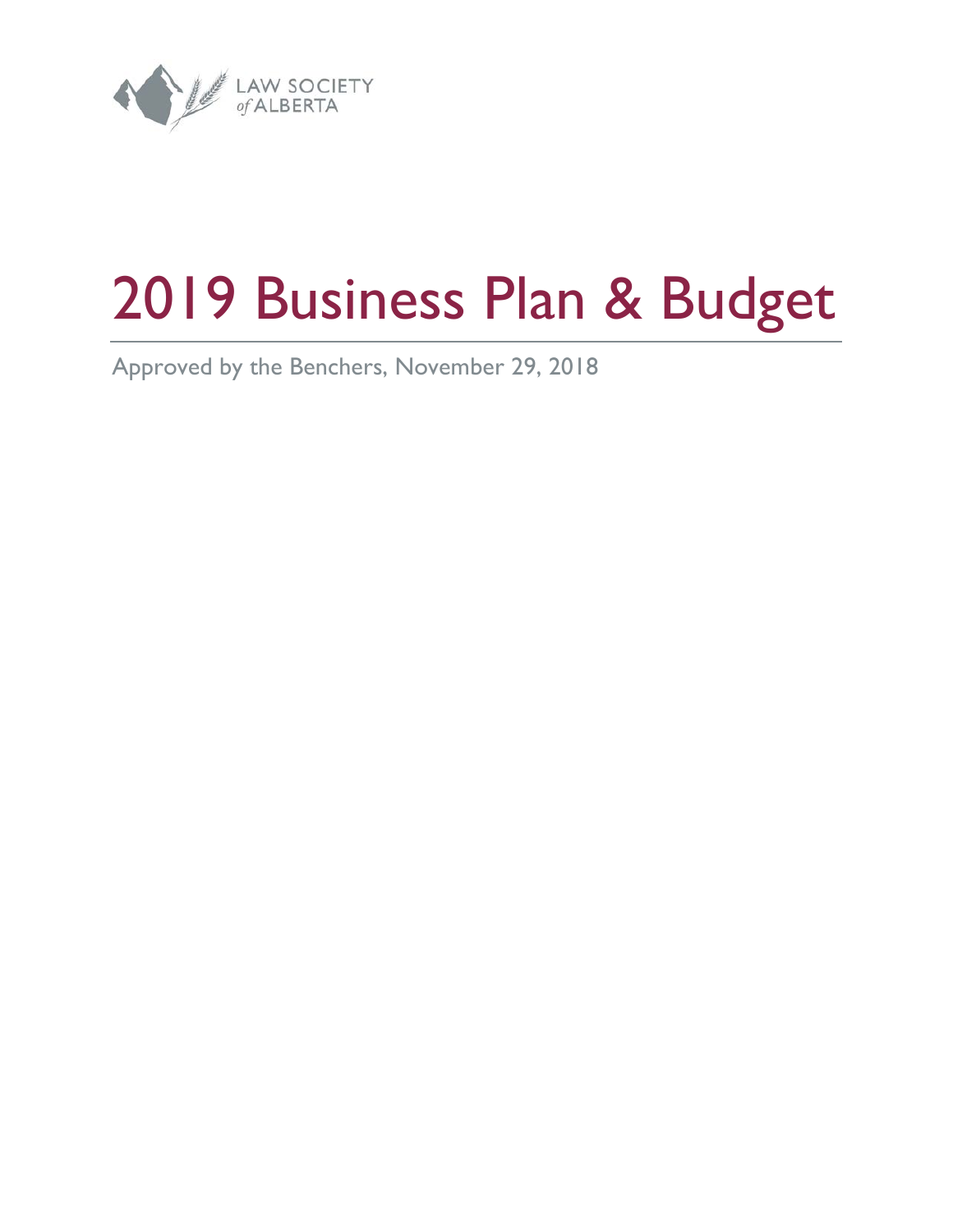LAW SOCIETY of ALBERTA

# 2019 Business Plan & Budget

Approved by the Benchers, November 29, 2018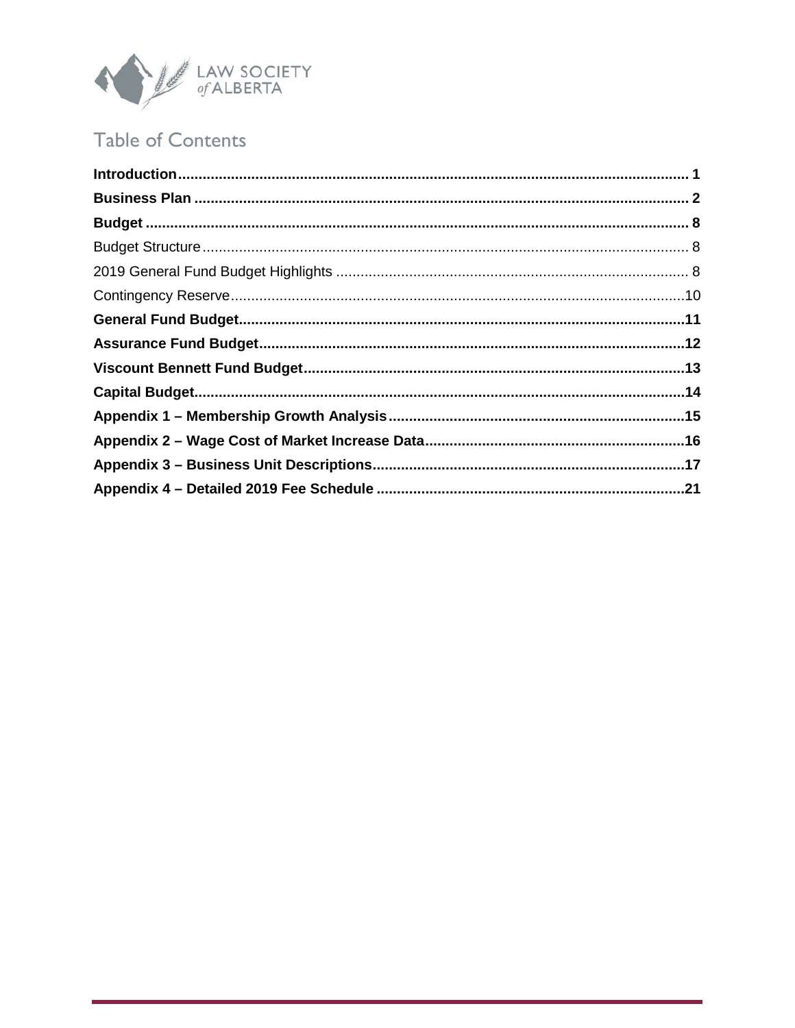# Table of Contents

**Introduction** ..... **1**

**Business Plan** ..... **2**

**Budget** ..... **8**

Budget Structure ..... 8

2019 General Fund Budget Highlights ..... 8

Contingency Reserve ..... 10

**General Fund Budget** ..... **11**

**Assurance Fund Budget** ..... **12**

**Viscount Bennett Fund Budget** ..... **13**

**Capital Budget** ..... **14**

**Appendix 1 – Membership Growth Analysis** ..... **15**

**Appendix 2 – Wage Cost of Market Increase Data** ..... **16**

**Appendix 3 – Business Unit Descriptions** ..... **17**

**Appendix 4 – Detailed 2019 Fee Schedule** ..... **21**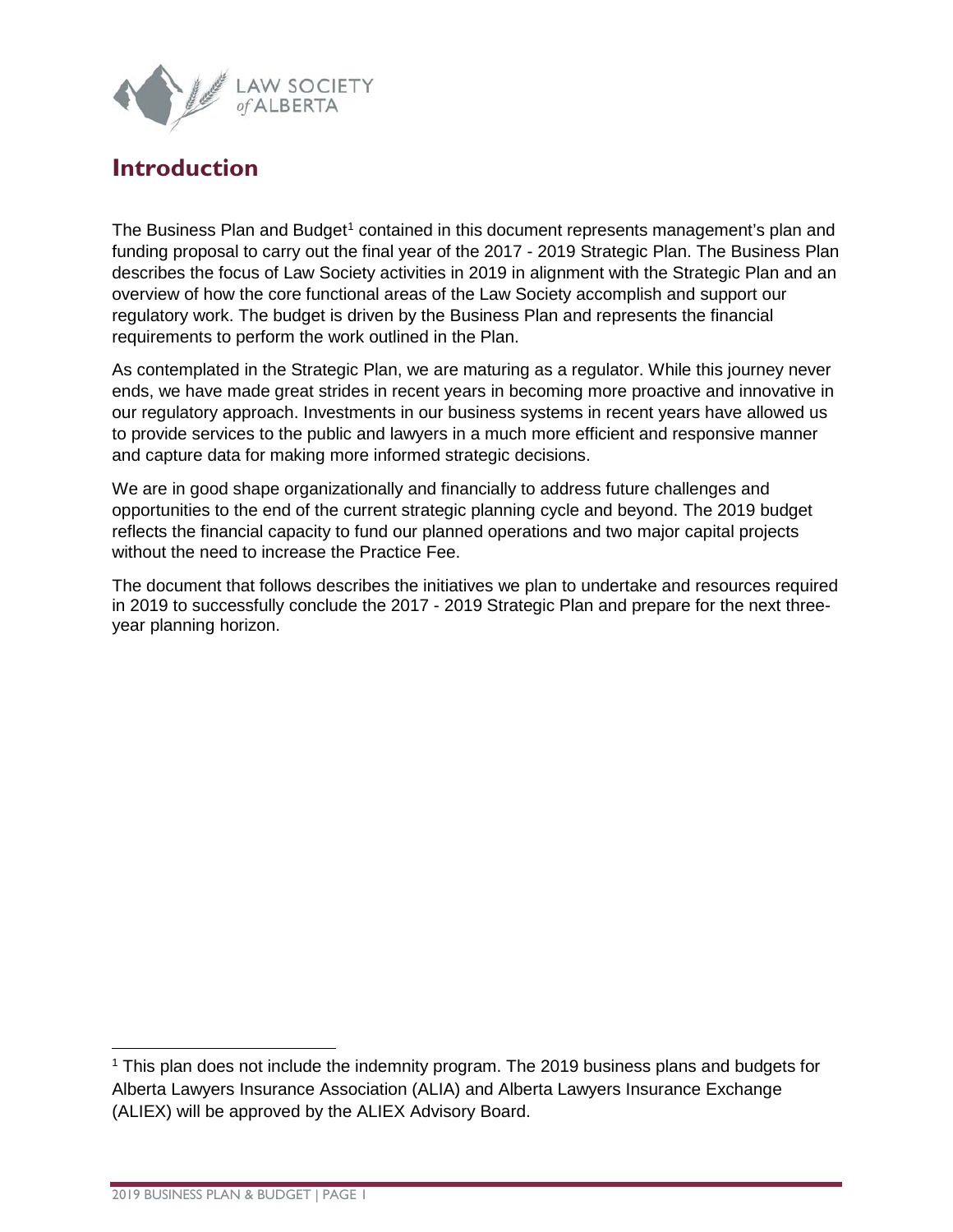# Introduction

The Business Plan and Budget[1] contained in this document represents management's plan and funding proposal to carry out the final year of the 2017 - 2019 Strategic Plan. The Business Plan describes the focus of Law Society activities in 2019 in alignment with the Strategic Plan and an overview of how the core functional areas of the Law Society accomplish and support our regulatory work. The budget is driven by the Business Plan and represents the financial requirements to perform the work outlined in the Plan.

As contemplated in the Strategic Plan, we are maturing as a regulator. While this journey never ends, we have made great strides in recent years in becoming more proactive and innovative in our regulatory approach. Investments in our business systems in recent years have allowed us to provide services to the public and lawyers in a much more efficient and responsive manner and capture data for making more informed strategic decisions.

We are in good shape organizationally and financially to address future challenges and opportunities to the end of the current strategic planning cycle and beyond. The 2019 budget reflects the financial capacity to fund our planned operations and two major capital projects without the need to increase the Practice Fee.

The document that follows describes the initiatives we plan to undertake and resources required in 2019 to successfully conclude the 2017 - 2019 Strategic Plan and prepare for the next three-year planning horizon.

[1] This plan does not include the indemnity program. The 2019 business plans and budgets for Alberta Lawyers Insurance Association (ALIA) and Alberta Lawyers Insurance Exchange (ALIEX) will be approved by the ALIEX Advisory Board.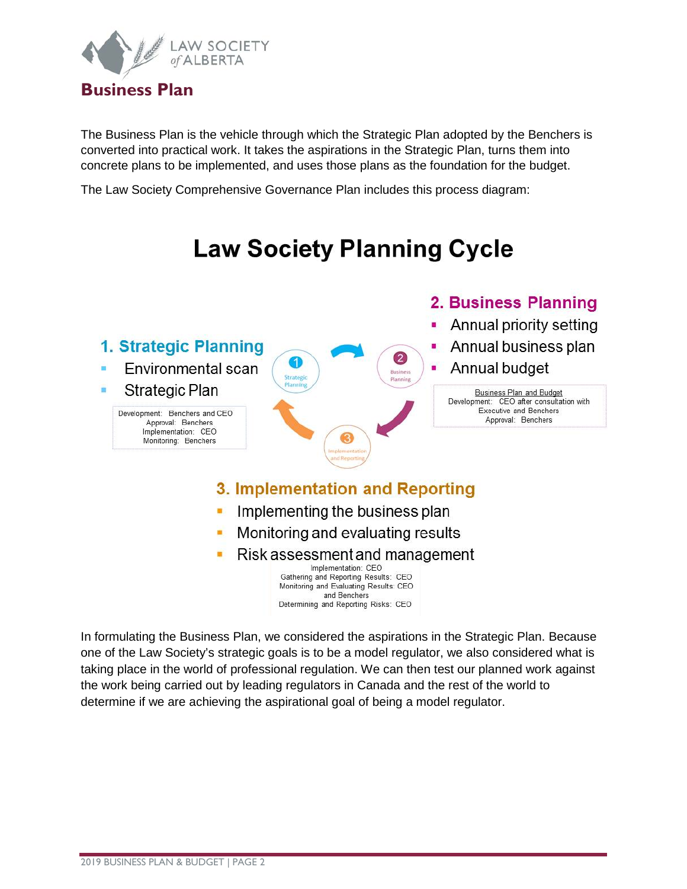# Business Plan

The Business Plan is the vehicle through which the Strategic Plan adopted by the Benchers is converted into practical work. It takes the aspirations in the Strategic Plan, turns them into concrete plans to be implemented, and uses those plans as the foundation for the budget.

The Law Society Comprehensive Governance Plan includes this process diagram:

## Law Society Planning Cycle

### 1. Strategic Planning

- Environmental scan
- Strategic Plan

Development: Benchers and CEO
Approval: Benchers
Implementation: CEO
Monitoring: Benchers

### 2. Business Planning

- Annual priority setting
- Annual business plan
- Annual budget

Business Plan and Budget
Development: CEO after consultation with Executive and Benchers
Approval: Benchers

### 3. Implementation and Reporting

- Implementing the business plan
- Monitoring and evaluating results
- Risk assessment and management

Implementation: CEO
Gathering and Reporting Results: CEO
Monitoring and Evaluating Results: CEO and Benchers
Determining and Reporting Risks: CEO

In formulating the Business Plan, we considered the aspirations in the Strategic Plan. Because one of the Law Society's strategic goals is to be a model regulator, we also considered what is taking place in the world of professional regulation. We can then test our planned work against the work being carried out by leading regulators in Canada and the rest of the world to determine if we are achieving the aspirational goal of being a model regulator.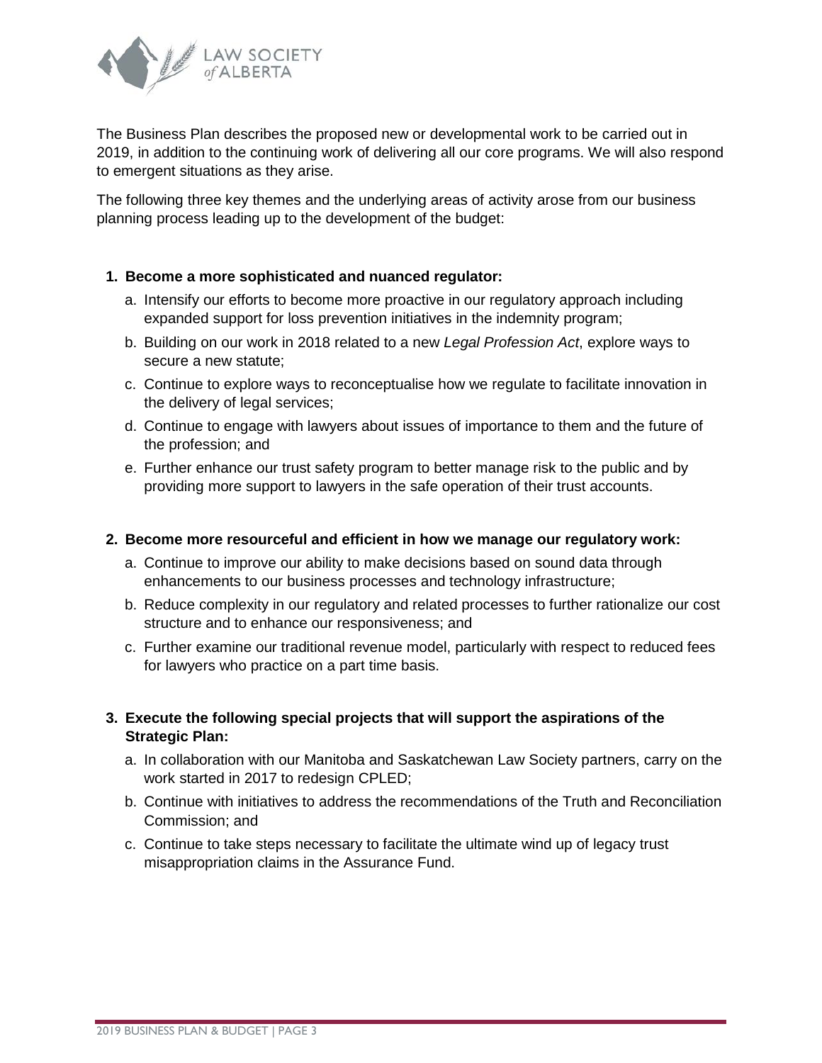The Business Plan describes the proposed new or developmental work to be carried out in 2019, in addition to the continuing work of delivering all our core programs. We will also respond to emergent situations as they arise.

The following three key themes and the underlying areas of activity arose from our business planning process leading up to the development of the budget:

1. **Become a more sophisticated and nuanced regulator:**
   a. Intensify our efforts to become more proactive in our regulatory approach including expanded support for loss prevention initiatives in the indemnity program;
   b. Building on our work in 2018 related to a new *Legal Profession Act*, explore ways to secure a new statute;
   c. Continue to explore ways to reconceptualise how we regulate to facilitate innovation in the delivery of legal services;
   d. Continue to engage with lawyers about issues of importance to them and the future of the profession; and
   e. Further enhance our trust safety program to better manage risk to the public and by providing more support to lawyers in the safe operation of their trust accounts.

2. **Become more resourceful and efficient in how we manage our regulatory work:**
   a. Continue to improve our ability to make decisions based on sound data through enhancements to our business processes and technology infrastructure;
   b. Reduce complexity in our regulatory and related processes to further rationalize our cost structure and to enhance our responsiveness; and
   c. Further examine our traditional revenue model, particularly with respect to reduced fees for lawyers who practice on a part time basis.

3. **Execute the following special projects that will support the aspirations of the Strategic Plan:**
   a. In collaboration with our Manitoba and Saskatchewan Law Society partners, carry on the work started in 2017 to redesign CPLED;
   b. Continue with initiatives to address the recommendations of the Truth and Reconciliation Commission; and
   c. Continue to take steps necessary to facilitate the ultimate wind up of legacy trust misappropriation claims in the Assurance Fund.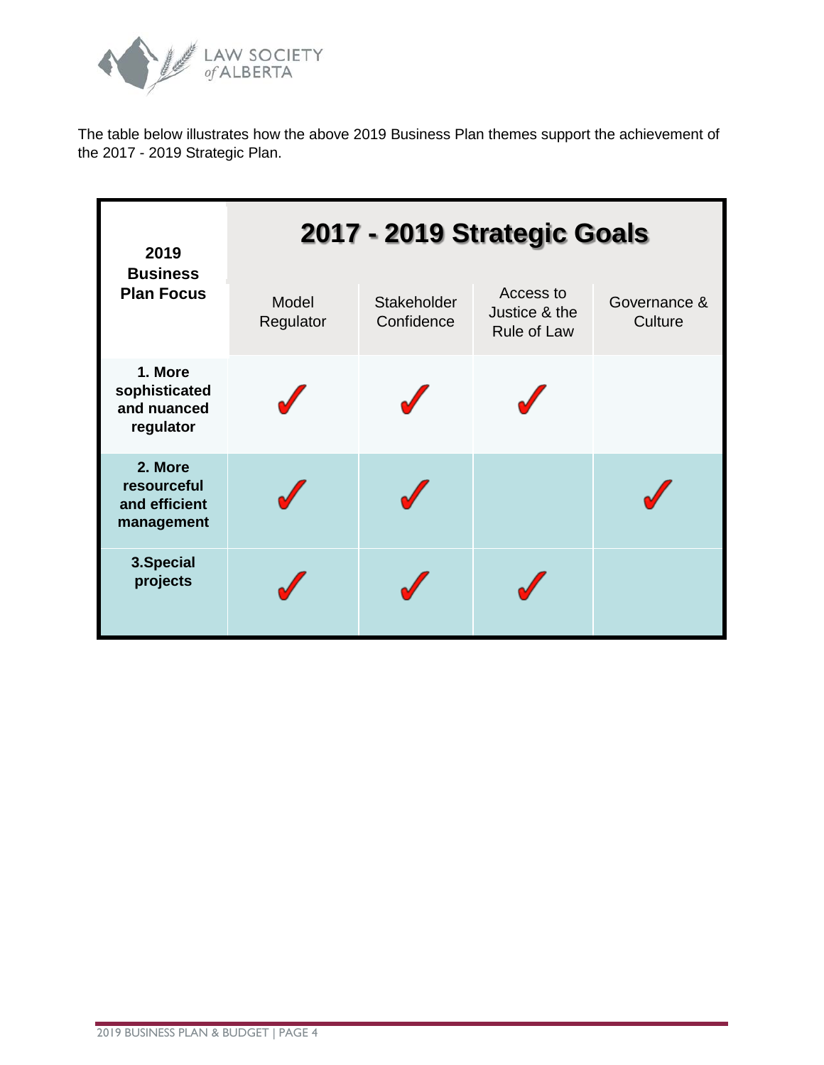The table below illustrates how the above 2019 Business Plan themes support the achievement of the 2017 - 2019 Strategic Plan.

| 2019 Business Plan Focus | 2017 - 2019 Strategic Goals | | | |
|---|---|---|---|---|
| | Model Regulator | Stakeholder Confidence | Access to Justice & the Rule of Law | Governance & Culture |
| **1. More sophisticated and nuanced regulator** | ✓ | ✓ | ✓ | |
| **2. More resourceful and efficient management** | ✓ | ✓ | | ✓ |
| **3.Special projects** | ✓ | ✓ | ✓ | |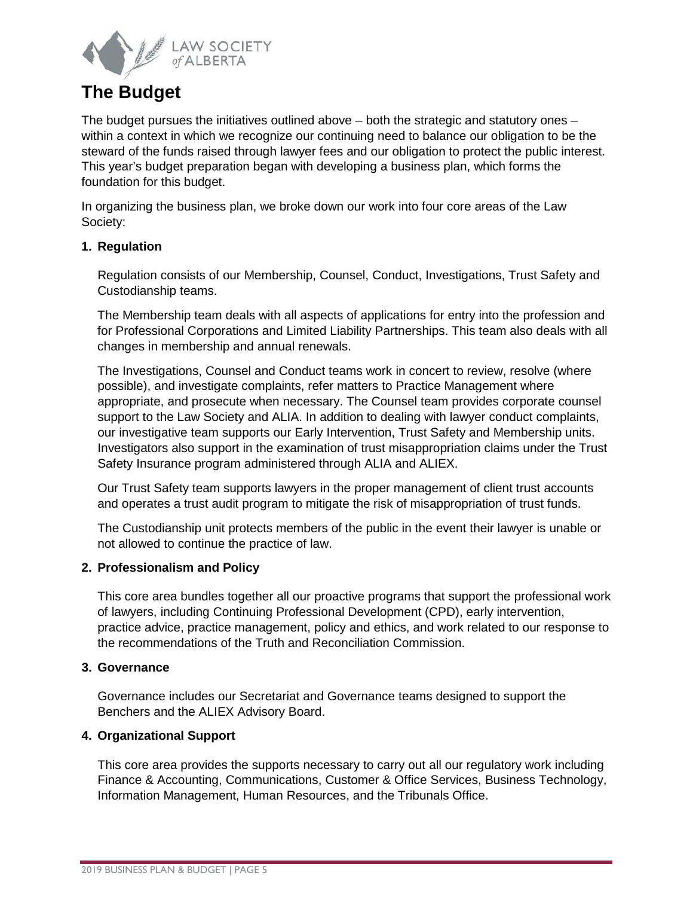# The Budget

The budget pursues the initiatives outlined above – both the strategic and statutory ones – within a context in which we recognize our continuing need to balance our obligation to be the steward of the funds raised through lawyer fees and our obligation to protect the public interest. This year's budget preparation began with developing a business plan, which forms the foundation for this budget.

In organizing the business plan, we broke down our work into four core areas of the Law Society:

1. **Regulation**

   Regulation consists of our Membership, Counsel, Conduct, Investigations, Trust Safety and Custodianship teams.

   The Membership team deals with all aspects of applications for entry into the profession and for Professional Corporations and Limited Liability Partnerships. This team also deals with all changes in membership and annual renewals.

   The Investigations, Counsel and Conduct teams work in concert to review, resolve (where possible), and investigate complaints, refer matters to Practice Management where appropriate, and prosecute when necessary. The Counsel team provides corporate counsel support to the Law Society and ALIA. In addition to dealing with lawyer conduct complaints, our investigative team supports our Early Intervention, Trust Safety and Membership units. Investigators also support in the examination of trust misappropriation claims under the Trust Safety Insurance program administered through ALIA and ALIEX.

   Our Trust Safety team supports lawyers in the proper management of client trust accounts and operates a trust audit program to mitigate the risk of misappropriation of trust funds.

   The Custodianship unit protects members of the public in the event their lawyer is unable or not allowed to continue the practice of law.

2. **Professionalism and Policy**

   This core area bundles together all our proactive programs that support the professional work of lawyers, including Continuing Professional Development (CPD), early intervention, practice advice, practice management, policy and ethics, and work related to our response to the recommendations of the Truth and Reconciliation Commission.

3. **Governance**

   Governance includes our Secretariat and Governance teams designed to support the Benchers and the ALIEX Advisory Board.

4. **Organizational Support**

   This core area provides the supports necessary to carry out all our regulatory work including Finance & Accounting, Communications, Customer & Office Services, Business Technology, Information Management, Human Resources, and the Tribunals Office.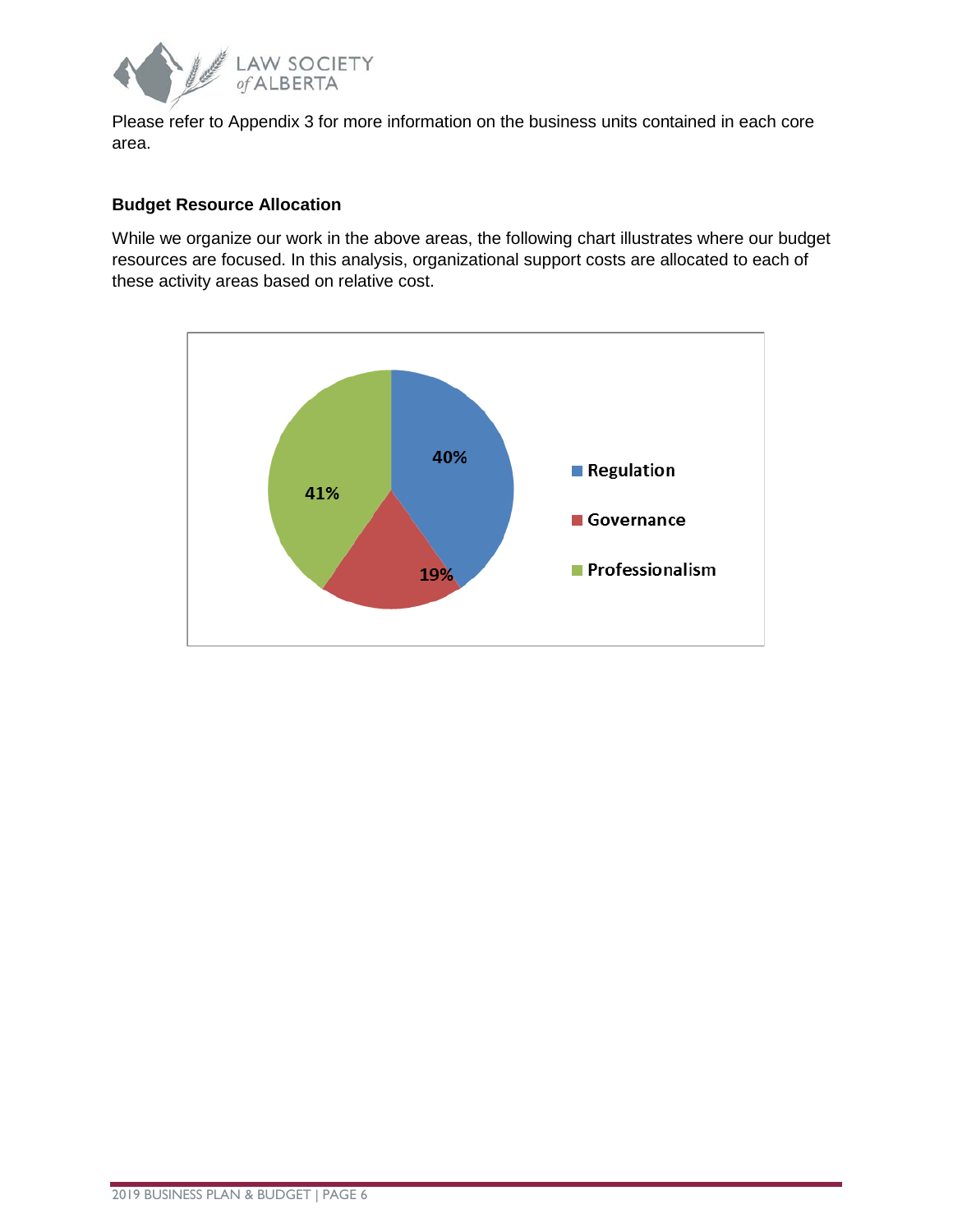Please refer to Appendix 3 for more information on the business units contained in each core area.

**Budget Resource Allocation**

While we organize our work in the above areas, the following chart illustrates where our budget resources are focused. In this analysis, organizational support costs are allocated to each of these activity areas based on relative cost.

| Activity Area | Allocation |
|---|---|
| Regulation | 40% |
| Governance | 19% |
| Professionalism | 41% |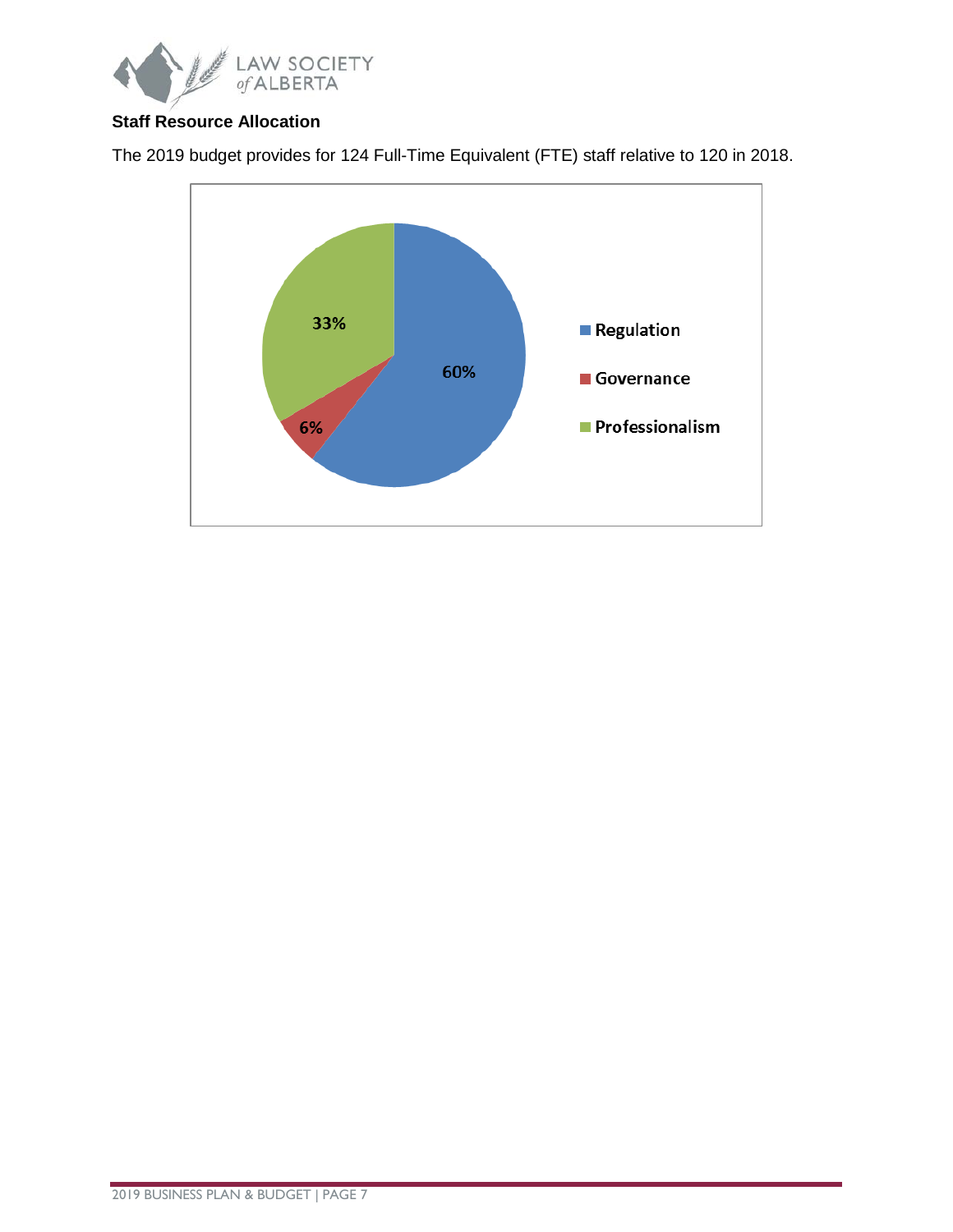**Staff Resource Allocation**

The 2019 budget provides for 124 Full-Time Equivalent (FTE) staff relative to 120 in 2018.

| Category | Percentage |
|---|---|
| Regulation | 60% |
| Governance | 6% |
| Professionalism | 33% |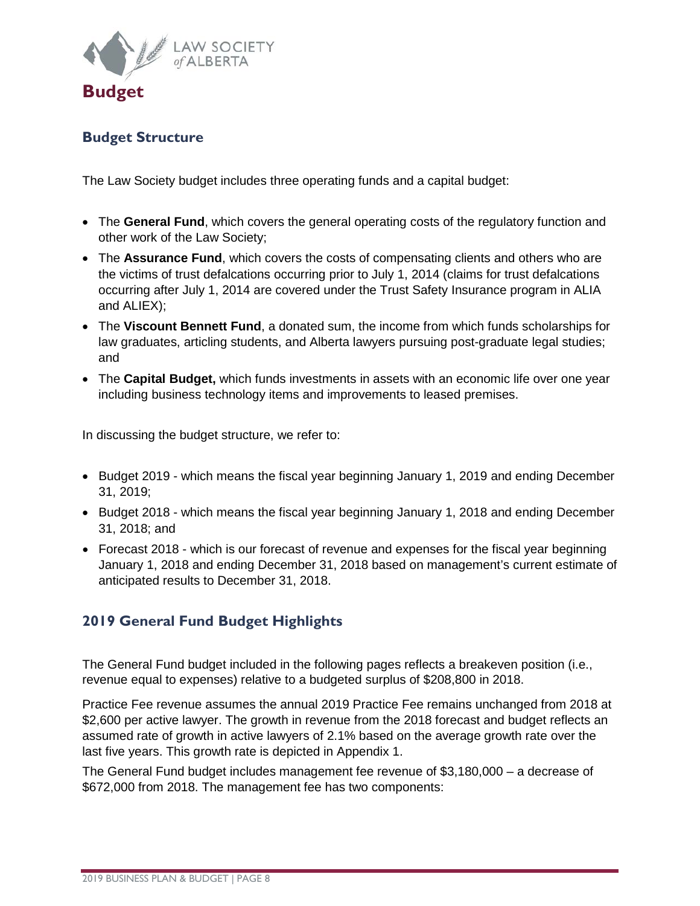# Budget

## Budget Structure

The Law Society budget includes three operating funds and a capital budget:

- The **General Fund**, which covers the general operating costs of the regulatory function and other work of the Law Society;
- The **Assurance Fund**, which covers the costs of compensating clients and others who are the victims of trust defalcations occurring prior to July 1, 2014 (claims for trust defalcations occurring after July 1, 2014 are covered under the Trust Safety Insurance program in ALIA and ALIEX);
- The **Viscount Bennett Fund**, a donated sum, the income from which funds scholarships for law graduates, articling students, and Alberta lawyers pursuing post-graduate legal studies; and
- The **Capital Budget,** which funds investments in assets with an economic life over one year including business technology items and improvements to leased premises.

In discussing the budget structure, we refer to:

- Budget 2019 - which means the fiscal year beginning January 1, 2019 and ending December 31, 2019;
- Budget 2018 - which means the fiscal year beginning January 1, 2018 and ending December 31, 2018; and
- Forecast 2018 - which is our forecast of revenue and expenses for the fiscal year beginning January 1, 2018 and ending December 31, 2018 based on management's current estimate of anticipated results to December 31, 2018.

## 2019 General Fund Budget Highlights

The General Fund budget included in the following pages reflects a breakeven position (i.e., revenue equal to expenses) relative to a budgeted surplus of $208,800 in 2018.

Practice Fee revenue assumes the annual 2019 Practice Fee remains unchanged from 2018 at $2,600 per active lawyer. The growth in revenue from the 2018 forecast and budget reflects an assumed rate of growth in active lawyers of 2.1% based on the average growth rate over the last five years. This growth rate is depicted in Appendix 1.

The General Fund budget includes management fee revenue of $3,180,000 – a decrease of $672,000 from 2018. The management fee has two components: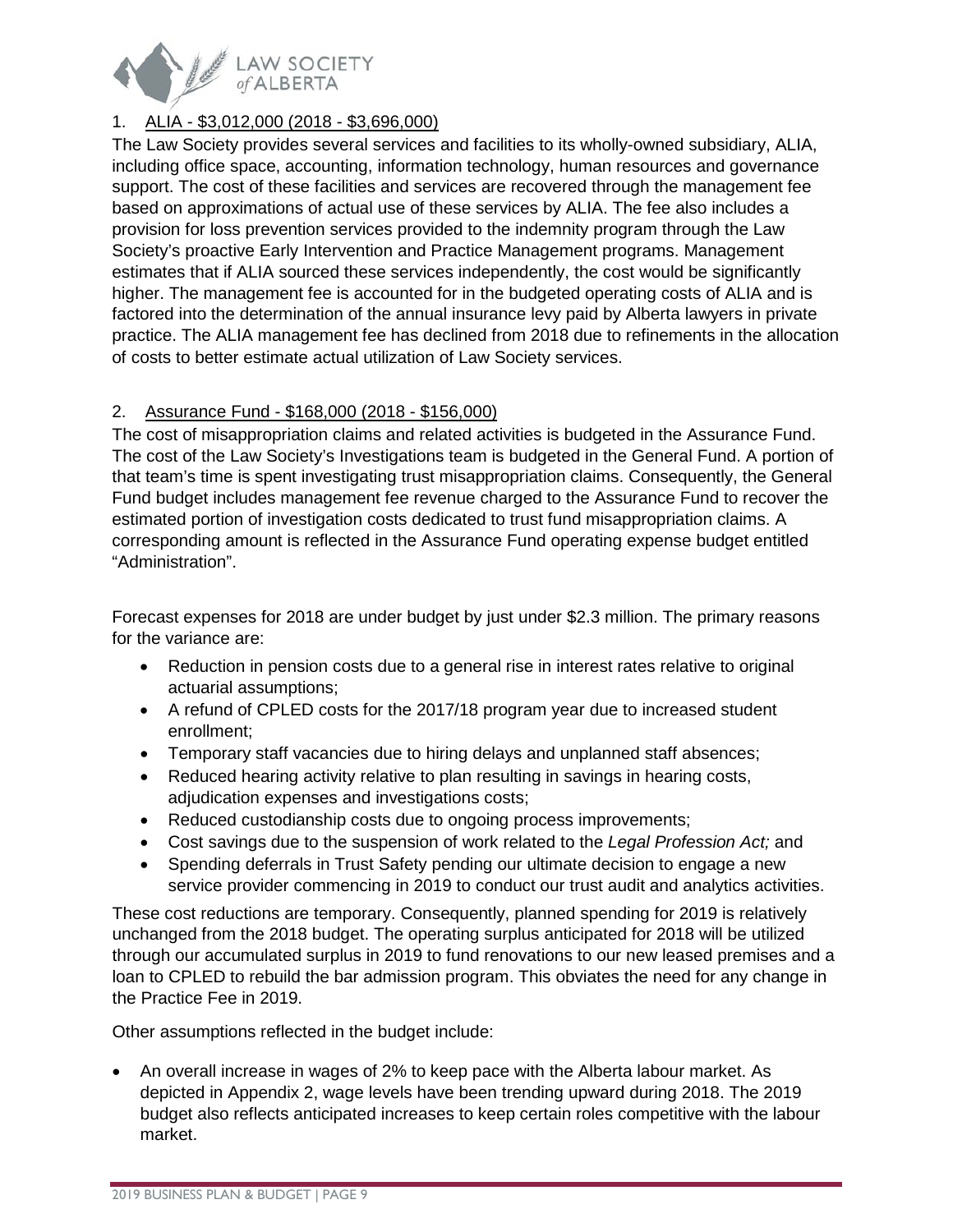1. <u>ALIA - $3,012,000 (2018 - $3,696,000)</u>

The Law Society provides several services and facilities to its wholly-owned subsidiary, ALIA, including office space, accounting, information technology, human resources and governance support. The cost of these facilities and services are recovered through the management fee based on approximations of actual use of these services by ALIA. The fee also includes a provision for loss prevention services provided to the indemnity program through the Law Society's proactive Early Intervention and Practice Management programs. Management estimates that if ALIA sourced these services independently, the cost would be significantly higher. The management fee is accounted for in the budgeted operating costs of ALIA and is factored into the determination of the annual insurance levy paid by Alberta lawyers in private practice. The ALIA management fee has declined from 2018 due to refinements in the allocation of costs to better estimate actual utilization of Law Society services.

2. <u>Assurance Fund - $168,000 (2018 - $156,000)</u>

The cost of misappropriation claims and related activities is budgeted in the Assurance Fund. The cost of the Law Society's Investigations team is budgeted in the General Fund. A portion of that team's time is spent investigating trust misappropriation claims. Consequently, the General Fund budget includes management fee revenue charged to the Assurance Fund to recover the estimated portion of investigation costs dedicated to trust fund misappropriation claims. A corresponding amount is reflected in the Assurance Fund operating expense budget entitled "Administration".

Forecast expenses for 2018 are under budget by just under $2.3 million. The primary reasons for the variance are:

- Reduction in pension costs due to a general rise in interest rates relative to original actuarial assumptions;
- A refund of CPLED costs for the 2017/18 program year due to increased student enrollment;
- Temporary staff vacancies due to hiring delays and unplanned staff absences;
- Reduced hearing activity relative to plan resulting in savings in hearing costs, adjudication expenses and investigations costs;
- Reduced custodianship costs due to ongoing process improvements;
- Cost savings due to the suspension of work related to the *Legal Profession Act;* and
- Spending deferrals in Trust Safety pending our ultimate decision to engage a new service provider commencing in 2019 to conduct our trust audit and analytics activities.

These cost reductions are temporary. Consequently, planned spending for 2019 is relatively unchanged from the 2018 budget. The operating surplus anticipated for 2018 will be utilized through our accumulated surplus in 2019 to fund renovations to our new leased premises and a loan to CPLED to rebuild the bar admission program. This obviates the need for any change in the Practice Fee in 2019.

Other assumptions reflected in the budget include:

- An overall increase in wages of 2% to keep pace with the Alberta labour market. As depicted in Appendix 2, wage levels have been trending upward during 2018. The 2019 budget also reflects anticipated increases to keep certain roles competitive with the labour market.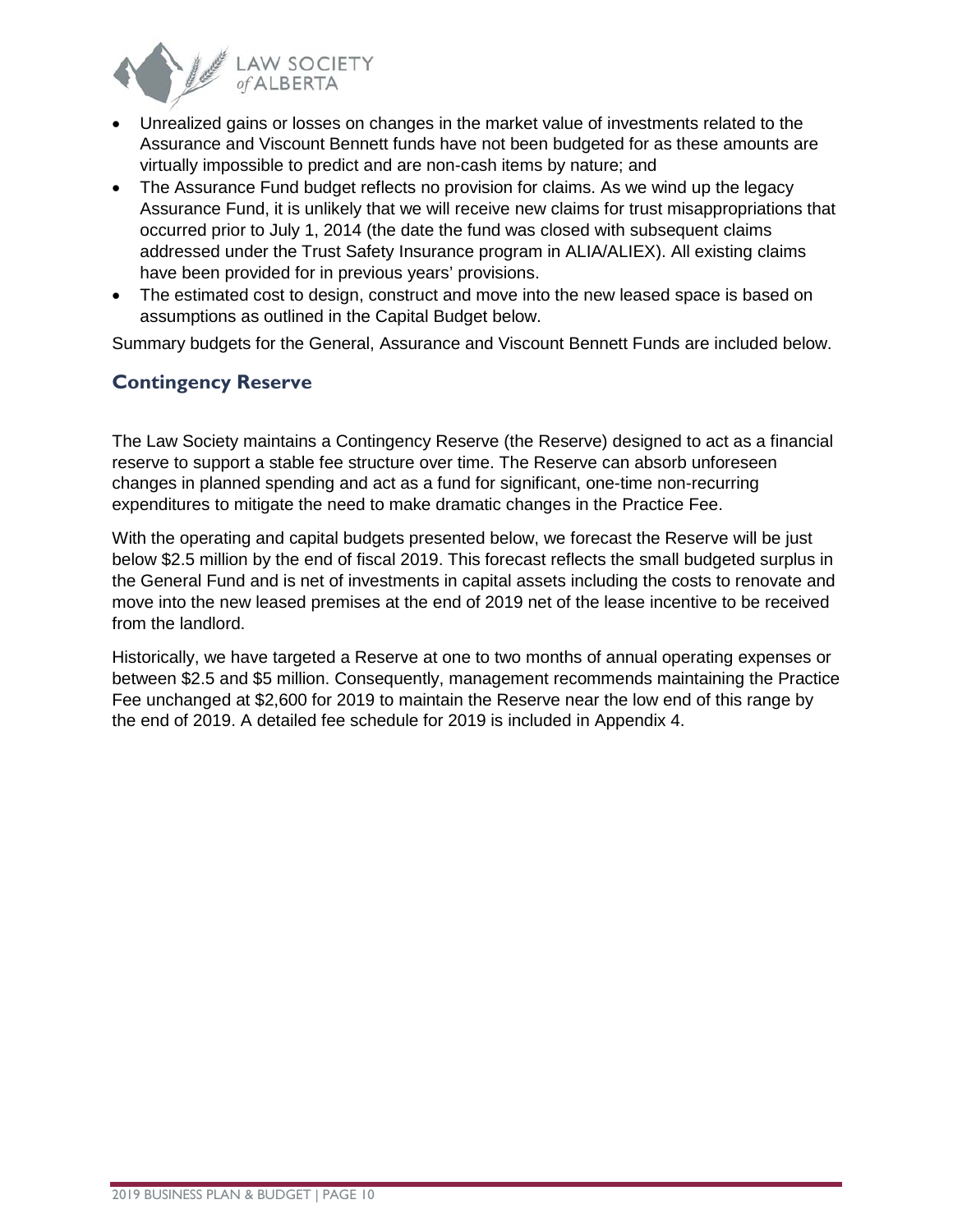- Unrealized gains or losses on changes in the market value of investments related to the Assurance and Viscount Bennett funds have not been budgeted for as these amounts are virtually impossible to predict and are non-cash items by nature; and
- The Assurance Fund budget reflects no provision for claims. As we wind up the legacy Assurance Fund, it is unlikely that we will receive new claims for trust misappropriations that occurred prior to July 1, 2014 (the date the fund was closed with subsequent claims addressed under the Trust Safety Insurance program in ALIA/ALIEX). All existing claims have been provided for in previous years' provisions.
- The estimated cost to design, construct and move into the new leased space is based on assumptions as outlined in the Capital Budget below.

Summary budgets for the General, Assurance and Viscount Bennett Funds are included below.

## Contingency Reserve

The Law Society maintains a Contingency Reserve (the Reserve) designed to act as a financial reserve to support a stable fee structure over time. The Reserve can absorb unforeseen changes in planned spending and act as a fund for significant, one-time non-recurring expenditures to mitigate the need to make dramatic changes in the Practice Fee.

With the operating and capital budgets presented below, we forecast the Reserve will be just below $2.5 million by the end of fiscal 2019. This forecast reflects the small budgeted surplus in the General Fund and is net of investments in capital assets including the costs to renovate and move into the new leased premises at the end of 2019 net of the lease incentive to be received from the landlord.

Historically, we have targeted a Reserve at one to two months of annual operating expenses or between $2.5 and $5 million. Consequently, management recommends maintaining the Practice Fee unchanged at $2,600 for 2019 to maintain the Reserve near the low end of this range by the end of 2019. A detailed fee schedule for 2019 is included in Appendix 4.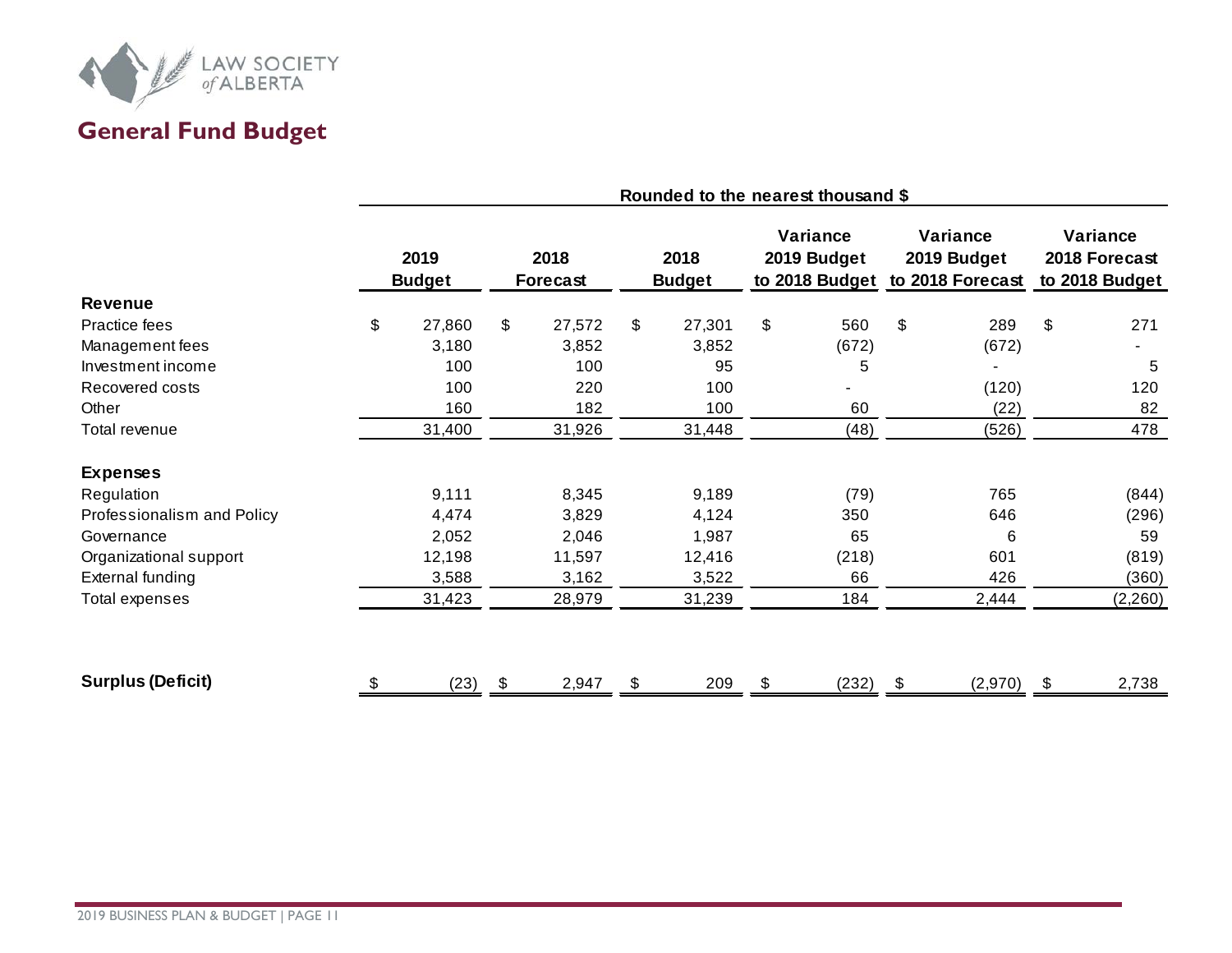## General Fund Budget

| | Rounded to the nearest thousand $ | | | | | |
|---|---|---|---|---|---|---|
| | 2019 Budget | 2018 Forecast | 2018 Budget | Variance 2019 Budget to 2018 Budget | Variance 2019 Budget to 2018 Forecast | Variance 2018 Forecast to 2018 Budget |
| **Revenue** | | | | | | |
| Practice fees | $ 27,860 | $ 27,572 | $ 27,301 | $ 560 | $ 289 | $ 271 |
| Management fees | 3,180 | 3,852 | 3,852 | (672) | (672) | - |
| Investment income | 100 | 100 | 95 | 5 | - | 5 |
| Recovered costs | 100 | 220 | 100 | - | (120) | 120 |
| Other | 160 | 182 | 100 | 60 | (22) | 82 |
| Total revenue | 31,400 | 31,926 | 31,448 | (48) | (526) | 478 |
| **Expenses** | | | | | | |
| Regulation | 9,111 | 8,345 | 9,189 | (79) | 765 | (844) |
| Professionalism and Policy | 4,474 | 3,829 | 4,124 | 350 | 646 | (296) |
| Governance | 2,052 | 2,046 | 1,987 | 65 | 6 | 59 |
| Organizational support | 12,198 | 11,597 | 12,416 | (218) | 601 | (819) |
| External funding | 3,588 | 3,162 | 3,522 | 66 | 426 | (360) |
| Total expenses | 31,423 | 28,979 | 31,239 | 184 | 2,444 | (2,260) |
| **Surplus (Deficit)** | $ (23) | $ 2,947 | $ 209 | $ (232) | $ (2,970) | $ 2,738 |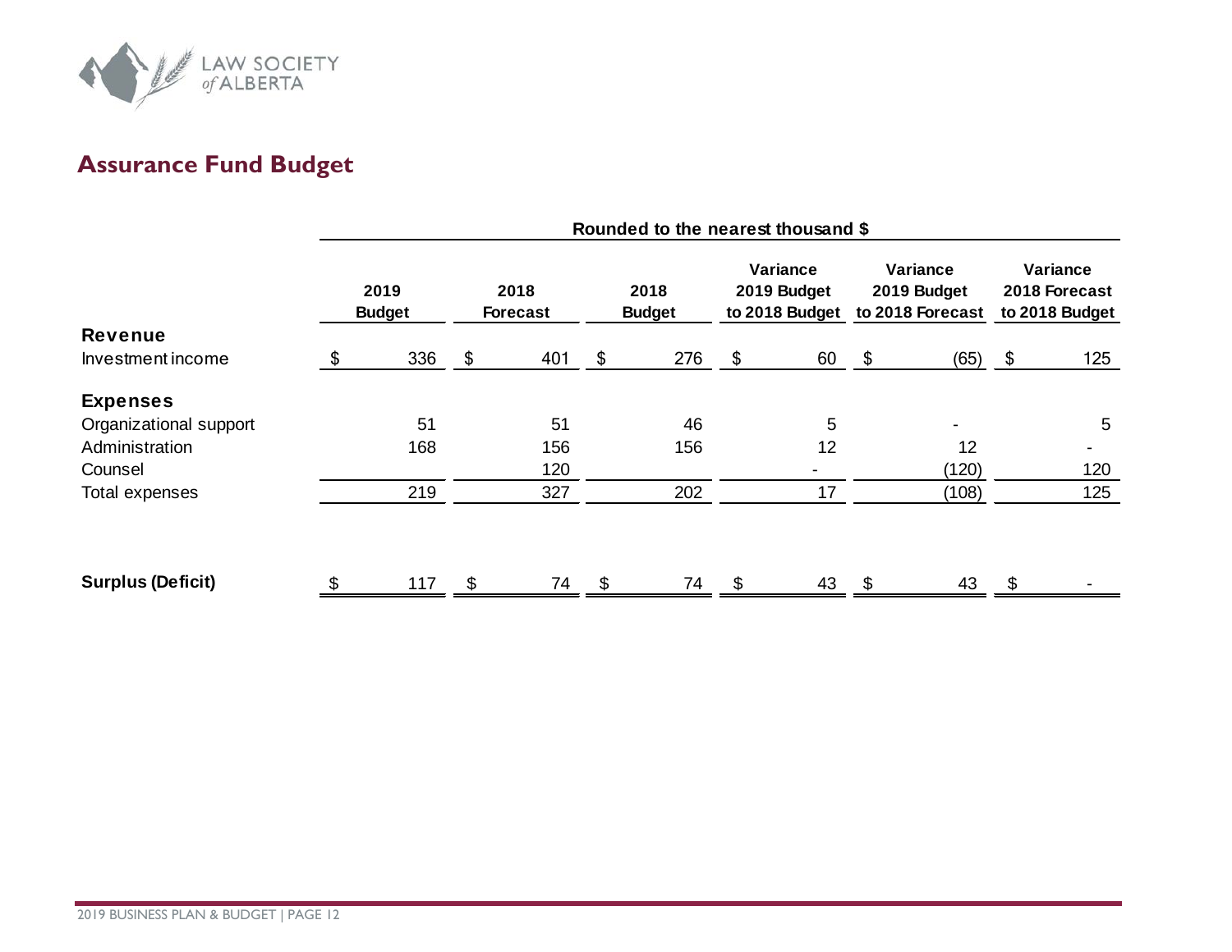## Assurance Fund Budget

| | Rounded to the nearest thousand $ | | | | | |
|---|---|---|---|---|---|---|
| | 2019 Budget | 2018 Forecast | 2018 Budget | Variance 2019 Budget to 2018 Budget | Variance 2019 Budget to 2018 Forecast | Variance 2018 Forecast to 2018 Budget |
| **Revenue** | | | | | | |
| Investment income | $ 336 | $ 401 | $ 276 | $ 60 | $ (65) | $ 125 |
| **Expenses** | | | | | | |
| Organizational support | 51 | 51 | 46 | 5 | - | 5 |
| Administration | 168 | 156 | 156 | 12 | 12 | - |
| Counsel | | 120 | | - | (120) | 120 |
| Total expenses | 219 | 327 | 202 | 17 | (108) | 125 |
| **Surplus (Deficit)** | $ 117 | $ 74 | $ 74 | $ 43 | $ 43 | $ - |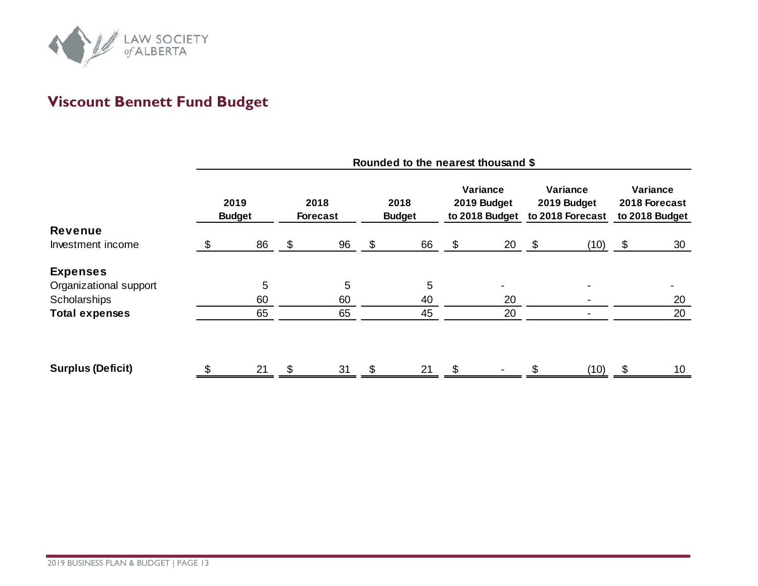## Viscount Bennett Fund Budget

| | Rounded to the nearest thousand $ | | | | | |
|---|---|---|---|---|---|---|
| | 2019 Budget | 2018 Forecast | 2018 Budget | Variance 2019 Budget to 2018 Budget | Variance 2019 Budget to 2018 Forecast | Variance 2018 Forecast to 2018 Budget |
| **Revenue** | | | | | | |
| Investment income | $ 86 | $ 96 | $ 66 | $ 20 | $ (10) | $ 30 |
| **Expenses** | | | | | | |
| Organizational support | 5 | 5 | 5 | - | - | - |
| Scholarships | 60 | 60 | 40 | 20 | - | 20 |
| **Total expenses** | 65 | 65 | 45 | 20 | - | 20 |
| **Surplus (Deficit)** | $ 21 | $ 31 | $ 21 | $ - | $ (10) | $ 10 |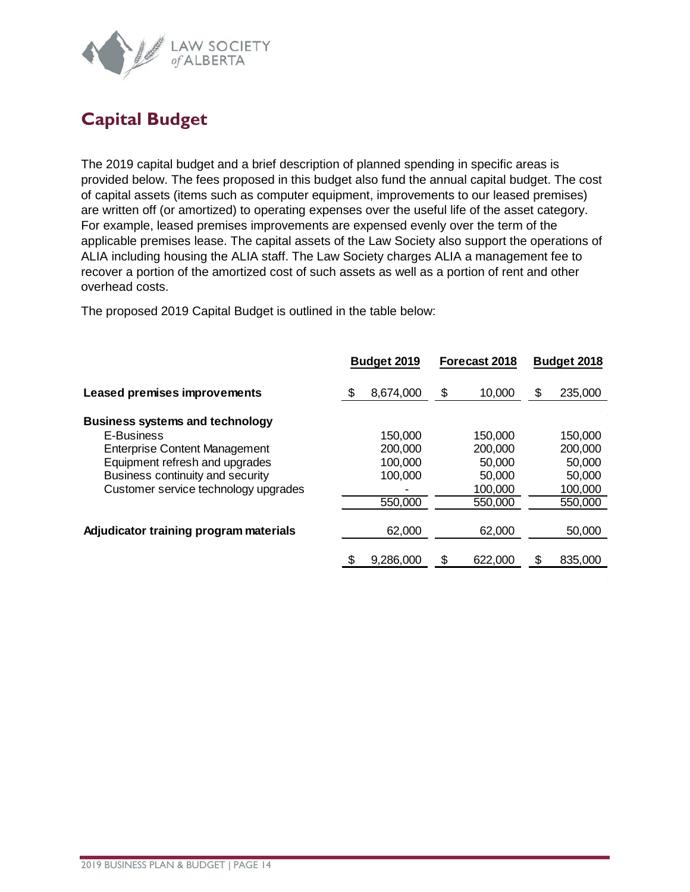## Capital Budget

The 2019 capital budget and a brief description of planned spending in specific areas is provided below. The fees proposed in this budget also fund the annual capital budget. The cost of capital assets (items such as computer equipment, improvements to our leased premises) are written off (or amortized) to operating expenses over the useful life of the asset category. For example, leased premises improvements are expensed evenly over the term of the applicable premises lease. The capital assets of the Law Society also support the operations of ALIA including housing the ALIA staff. The Law Society charges ALIA a management fee to recover a portion of the amortized cost of such assets as well as a portion of rent and other overhead costs.

The proposed 2019 Capital Budget is outlined in the table below:

| | Budget 2019 | Forecast 2018 | Budget 2018 |
|---|---|---|---|
| **Leased premises improvements** | $ 8,674,000 | $ 10,000 | $ 235,000 |
| **Business systems and technology** | | | |
| E-Business | 150,000 | 150,000 | 150,000 |
| Enterprise Content Management | 200,000 | 200,000 | 200,000 |
| Equipment refresh and upgrades | 100,000 | 50,000 | 50,000 |
| Business continuity and security | 100,000 | 50,000 | 50,000 |
| Customer service technology upgrades | - | 100,000 | 100,000 |
| | 550,000 | 550,000 | 550,000 |
| **Adjudicator training program materials** | 62,000 | 62,000 | 50,000 |
| | $ 9,286,000 | $ 622,000 | $ 835,000 |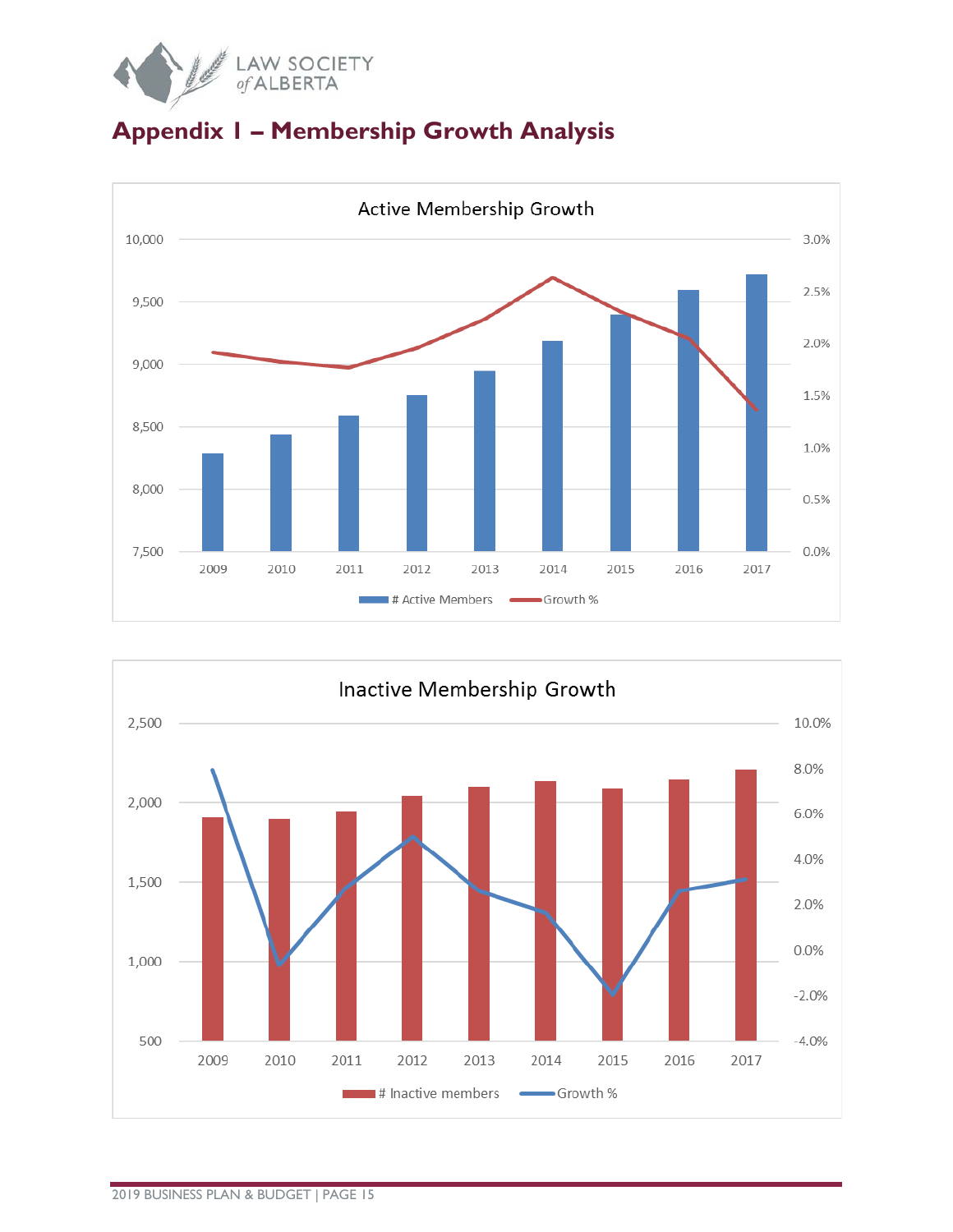# Appendix I – Membership Growth Analysis

Active Membership Growth

10,000
9,500
9,000
8,500
8,000
7,500

3.0%
2.5%
2.0%
1.5%
1.0%
0.5%
0.0%

2009 2010 2011 2012 2013 2014 2015 2016 2017

# Active Members Growth %

Inactive Membership Growth

2,500
2,000
1,500
1,000
500

10.0%
8.0%
6.0%
4.0%
2.0%
0.0%
-2.0%
-4.0%

2009 2010 2011 2012 2013 2014 2015 2016 2017

# Inactive members Growth %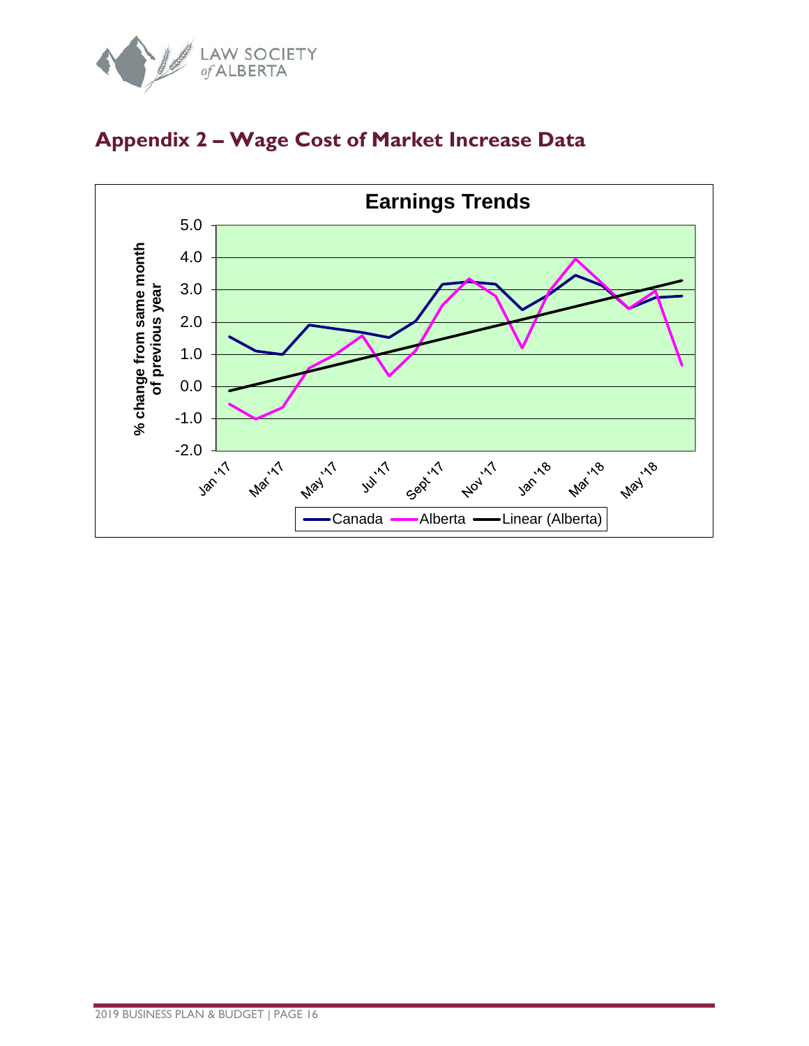# Appendix 2 – Wage Cost of Market Increase Data

**Earnings Trends**

% change from same month of previous year

Legend: Canada, Alberta, Linear (Alberta)

Y-axis: -2.0, -1.0, 0.0, 1.0, 2.0, 3.0, 4.0, 5.0

X-axis: Jan '17, Mar '17, May '17, Jul '17, Sept '17, Nov '17, Jan '18, Mar '18, May '18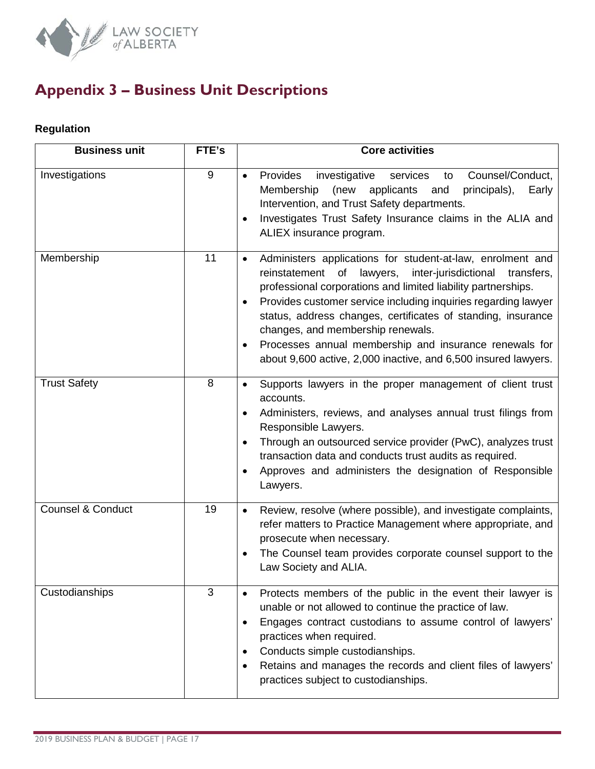# Appendix 3 – Business Unit Descriptions

### Regulation

| Business unit | FTE's | Core activities |
| --- | --- | --- |
| Investigations | 9 | • Provides investigative services to Counsel/Conduct, Membership (new applicants and principals), Early Intervention, and Trust Safety departments.<br>• Investigates Trust Safety Insurance claims in the ALIA and ALIEX insurance program. |
| Membership | 11 | • Administers applications for student-at-law, enrolment and reinstatement of lawyers, inter-jurisdictional transfers, professional corporations and limited liability partnerships.<br>• Provides customer service including inquiries regarding lawyer status, address changes, certificates of standing, insurance changes, and membership renewals.<br>• Processes annual membership and insurance renewals for about 9,600 active, 2,000 inactive, and 6,500 insured lawyers. |
| Trust Safety | 8 | • Supports lawyers in the proper management of client trust accounts.<br>• Administers, reviews, and analyses annual trust filings from Responsible Lawyers.<br>• Through an outsourced service provider (PwC), analyzes trust transaction data and conducts trust audits as required.<br>• Approves and administers the designation of Responsible Lawyers. |
| Counsel & Conduct | 19 | • Review, resolve (where possible), and investigate complaints, refer matters to Practice Management where appropriate, and prosecute when necessary.<br>• The Counsel team provides corporate counsel support to the Law Society and ALIA. |
| Custodianships | 3 | • Protects members of the public in the event their lawyer is unable or not allowed to continue the practice of law.<br>• Engages contract custodians to assume control of lawyers' practices when required.<br>• Conducts simple custodianships.<br>• Retains and manages the records and client files of lawyers' practices subject to custodianships. |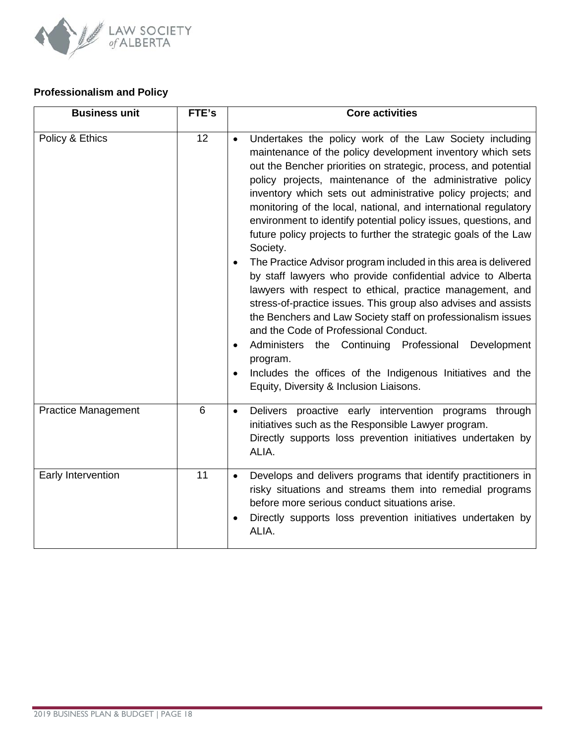**Professionalism and Policy**

| Business unit | FTE's | Core activities |
|---|---|---|
| Policy & Ethics | 12 | • Undertakes the policy work of the Law Society including maintenance of the policy development inventory which sets out the Bencher priorities on strategic, process, and potential policy projects, maintenance of the administrative policy inventory which sets out administrative policy projects; and monitoring of the local, national, and international regulatory environment to identify potential policy issues, questions, and future policy projects to further the strategic goals of the Law Society.<br>• The Practice Advisor program included in this area is delivered by staff lawyers who provide confidential advice to Alberta lawyers with respect to ethical, practice management, and stress-of-practice issues. This group also advises and assists the Benchers and Law Society staff on professionalism issues and the Code of Professional Conduct.<br>• Administers the Continuing Professional Development program.<br>• Includes the offices of the Indigenous Initiatives and the Equity, Diversity & Inclusion Liaisons. |
| Practice Management | 6 | • Delivers proactive early intervention programs through initiatives such as the Responsible Lawyer program. Directly supports loss prevention initiatives undertaken by ALIA. |
| Early Intervention | 11 | • Develops and delivers programs that identify practitioners in risky situations and streams them into remedial programs before more serious conduct situations arise.<br>• Directly supports loss prevention initiatives undertaken by ALIA. |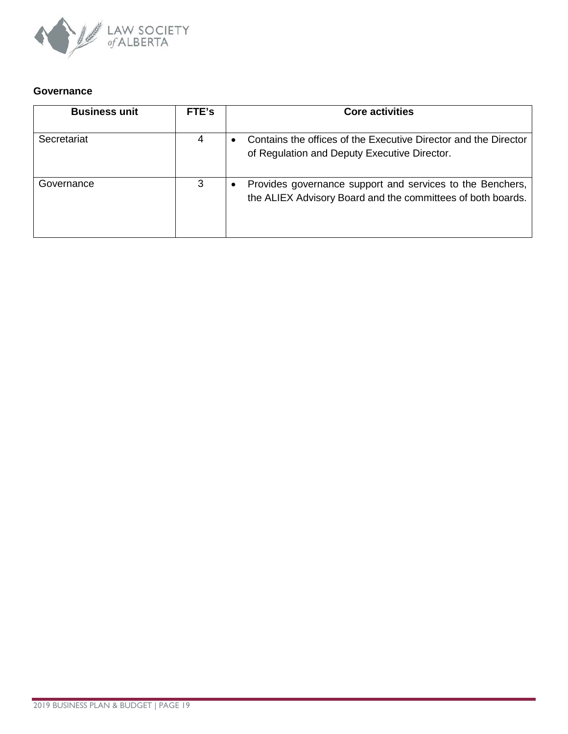**Governance**

| Business unit | FTE's | Core activities |
| --- | --- | --- |
| Secretariat | 4 | • Contains the offices of the Executive Director and the Director of Regulation and Deputy Executive Director. |
| Governance | 3 | • Provides governance support and services to the Benchers, the ALIEX Advisory Board and the committees of both boards. |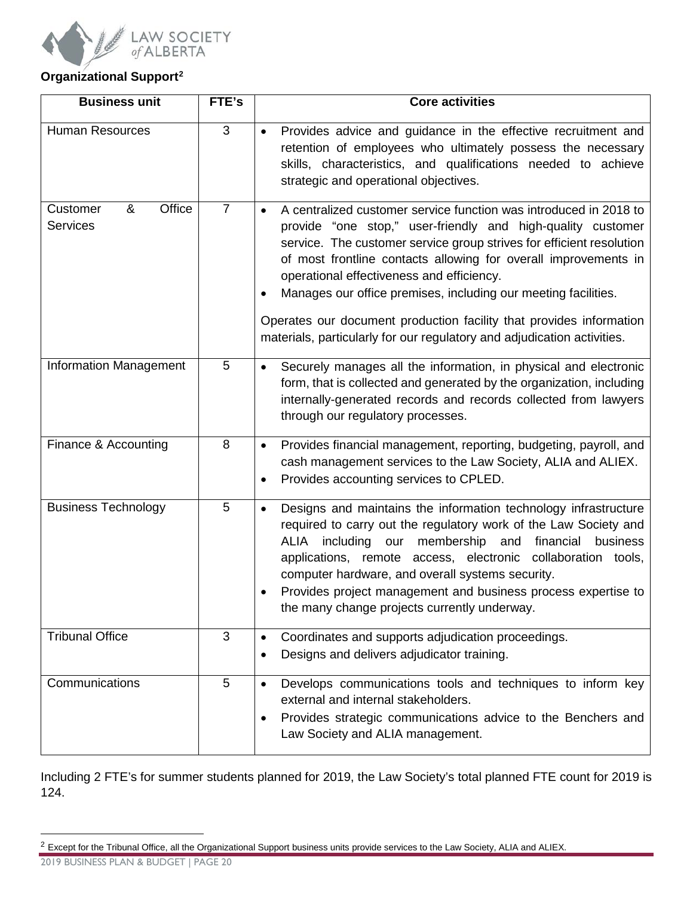**Organizational Support[2]**

| Business unit | FTE's | Core activities |
|---|---|---|
| Human Resources | 3 | • Provides advice and guidance in the effective recruitment and retention of employees who ultimately possess the necessary skills, characteristics, and qualifications needed to achieve strategic and operational objectives. |
| Customer & Office Services | 7 | • A centralized customer service function was introduced in 2018 to provide "one stop," user-friendly and high-quality customer service. The customer service group strives for efficient resolution of most frontline contacts allowing for overall improvements in operational effectiveness and efficiency.<br>• Manages our office premises, including our meeting facilities.<br><br>Operates our document production facility that provides information materials, particularly for our regulatory and adjudication activities. |
| Information Management | 5 | • Securely manages all the information, in physical and electronic form, that is collected and generated by the organization, including internally-generated records and records collected from lawyers through our regulatory processes. |
| Finance & Accounting | 8 | • Provides financial management, reporting, budgeting, payroll, and cash management services to the Law Society, ALIA and ALIEX.<br>• Provides accounting services to CPLED. |
| Business Technology | 5 | • Designs and maintains the information technology infrastructure required to carry out the regulatory work of the Law Society and ALIA including our membership and financial business applications, remote access, electronic collaboration tools, computer hardware, and overall systems security.<br>• Provides project management and business process expertise to the many change projects currently underway. |
| Tribunal Office | 3 | • Coordinates and supports adjudication proceedings.<br>• Designs and delivers adjudicator training. |
| Communications | 5 | • Develops communications tools and techniques to inform key external and internal stakeholders.<br>• Provides strategic communications advice to the Benchers and Law Society and ALIA management. |

Including 2 FTE's for summer students planned for 2019, the Law Society's total planned FTE count for 2019 is 124.

[2] Except for the Tribunal Office, all the Organizational Support business units provide services to the Law Society, ALIA and ALIEX.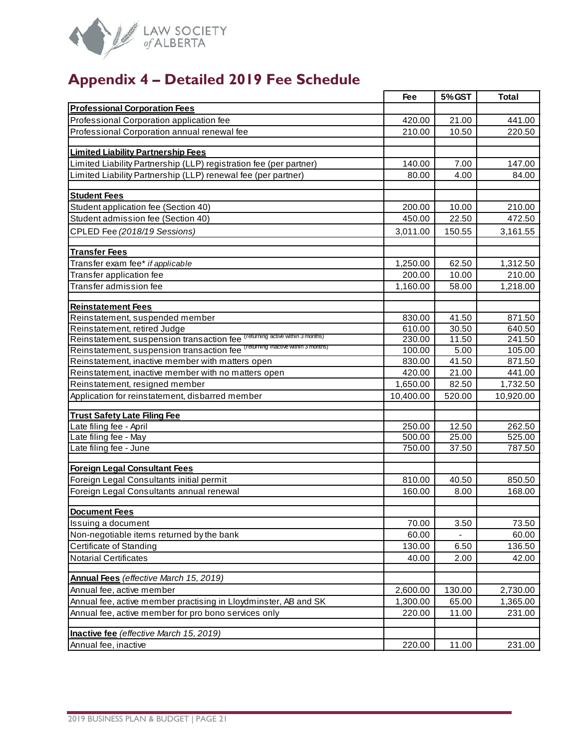## Appendix 4 – Detailed 2019 Fee Schedule

| | Fee | 5% GST | Total |
|---|---|---|---|
| **Professional Corporation Fees** | | | |
| Professional Corporation application fee | 420.00 | 21.00 | 441.00 |
| Professional Corporation annual renewal fee | 210.00 | 10.50 | 220.50 |
| | | | |
| **Limited Liability Partnership Fees** | | | |
| Limited Liability Partnership (LLP) registration fee (per partner) | 140.00 | 7.00 | 147.00 |
| Limited Liability Partnership (LLP) renewal fee (per partner) | 80.00 | 4.00 | 84.00 |
| | | | |
| **Student Fees** | | | |
| Student application fee (Section 40) | 200.00 | 10.00 | 210.00 |
| Student admission fee (Section 40) | 450.00 | 22.50 | 472.50 |
| CPLED Fee *(2018/19 Sessions)* | 3,011.00 | 150.55 | 3,161.55 |
| | | | |
| **Transfer Fees** | | | |
| Transfer exam fee* *if applicable* | 1,250.00 | 62.50 | 1,312.50 |
| Transfer application fee | 200.00 | 10.00 | 210.00 |
| Transfer admission fee | 1,160.00 | 58.00 | 1,218.00 |
| | | | |
| **Reinstatement Fees** | | | |
| Reinstatement, suspended member | 830.00 | 41.50 | 871.50 |
| Reinstatement, retired Judge | 610.00 | 30.50 | 640.50 |
| Reinstatement, suspension transaction fee (returning active within 3 months) | 230.00 | 11.50 | 241.50 |
| Reinstatement, suspension transaction fee (returning inactive within 3 months) | 100.00 | 5.00 | 105.00 |
| Reinstatement, inactive member with matters open | 830.00 | 41.50 | 871.50 |
| Reinstatement, inactive member with no matters open | 420.00 | 21.00 | 441.00 |
| Reinstatement, resigned member | 1,650.00 | 82.50 | 1,732.50 |
| Application for reinstatement, disbarred member | 10,400.00 | 520.00 | 10,920.00 |
| | | | |
| **Trust Safety Late Filing Fee** | | | |
| Late filing fee - April | 250.00 | 12.50 | 262.50 |
| Late filing fee - May | 500.00 | 25.00 | 525.00 |
| Late filing fee - June | 750.00 | 37.50 | 787.50 |
| | | | |
| **Foreign Legal Consultant Fees** | | | |
| Foreign Legal Consultants initial permit | 810.00 | 40.50 | 850.50 |
| Foreign Legal Consultants annual renewal | 160.00 | 8.00 | 168.00 |
| | | | |
| **Document Fees** | | | |
| Issuing a document | 70.00 | 3.50 | 73.50 |
| Non-negotiable items returned by the bank | 60.00 | - | 60.00 |
| Certificate of Standing | 130.00 | 6.50 | 136.50 |
| Notarial Certificates | 40.00 | 2.00 | 42.00 |
| | | | |
| **Annual Fees** *(effective March 15, 2019)* | | | |
| Annual fee, active member | 2,600.00 | 130.00 | 2,730.00 |
| Annual fee, active member practising in Lloydminster, AB and SK | 1,300.00 | 65.00 | 1,365.00 |
| Annual fee, active member for pro bono services only | 220.00 | 11.00 | 231.00 |
| | | | |
| **Inactive fee** *(effective March 15, 2019)* | | | |
| Annual fee, inactive | 220.00 | 11.00 | 231.00 |